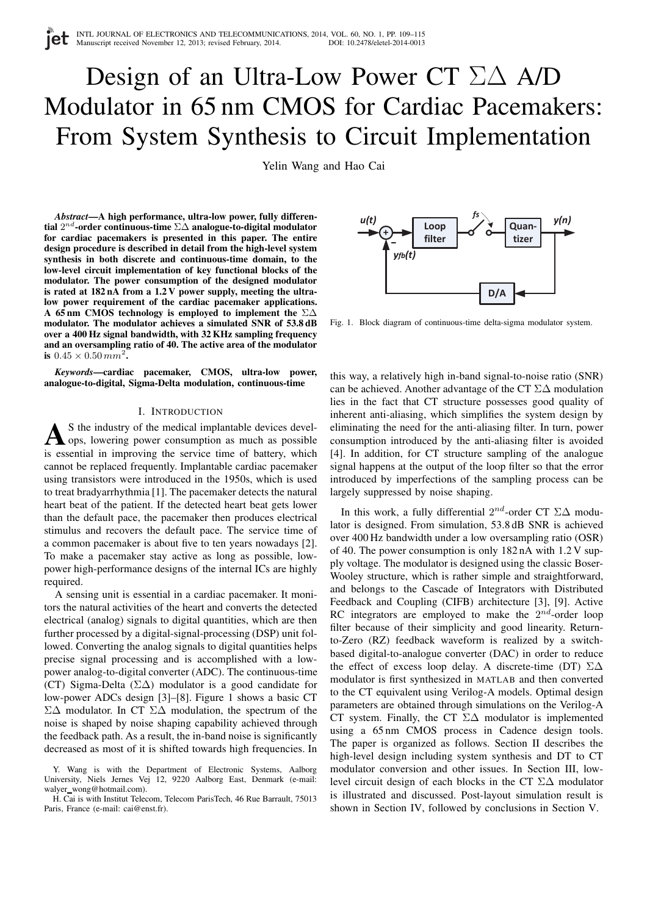# Design of an Ultra-Low Power CT $\Sigma\Delta$ A/D Modulator in 65 nm CMOS for Cardiac Pacemakers: From System Synthesis to Circuit Implementation

Yelin Wang and Hao Cai

***Abstract*—A high performance, ultra-low power, fully differential $2^{nd}$-order continuous-time $\Sigma\Delta$ analogue-to-digital modulator for cardiac pacemakers is presented in this paper. The entire design procedure is described in detail from the high-level system synthesis in both discrete and continuous-time domain, to the low-level circuit implementation of key functional blocks of the modulator. The power consumption of the designed modulator is rated at 182 nA from a 1.2 V power supply, meeting the ultra-low power requirement of the cardiac pacemaker applications. A 65 nm CMOS technology is employed to implement the $\Sigma\Delta$ modulator. The modulator achieves a simulated SNR of 53.8 dB over a 400 Hz signal bandwidth, with 32 KHz sampling frequency and an oversampling ratio of 40. The active area of the modulator is $0.45 \times 0.50\,mm^2$.**

***Keywords*—cardiac pacemaker, CMOS, ultra-low power, analogue-to-digital, Sigma-Delta modulation, continuous-time**

## I. Introduction

As the industry of the medical implantable devices develops, lowering power consumption as much as possible is essential in improving the service time of battery, which cannot be replaced frequently. Implantable cardiac pacemaker using transistors were introduced in the 1950s, which is used to treat bradyarrhythmia [1]. The pacemaker detects the natural heart beat of the patient. If the detected heart beat gets lower than the default pace, the pacemaker then produces electrical stimulus and recovers the default pace. The service time of a common pacemaker is about five to ten years nowadays [2]. To make a pacemaker stay active as long as possible, low-power high-performance designs of the internal ICs are highly required.

A sensing unit is essential in a cardiac pacemaker. It monitors the natural activities of the heart and converts the detected electrical (analog) signals to digital quantities, which are then further processed by a digital-signal-processing (DSP) unit followed. Converting the analog signals to digital quantities helps precise signal processing and is accomplished with a low-power analog-to-digital converter (ADC). The continuous-time (CT) Sigma-Delta ($\Sigma\Delta$) modulator is a good candidate for low-power ADCs design [3]–[8]. Figure 1 shows a basic CT $\Sigma\Delta$ modulator. In CT $\Sigma\Delta$ modulation, the spectrum of the noise is shaped by noise shaping capability achieved through the feedback path. As a result, the in-band noise is significantly decreased as most of it is shifted towards high frequencies. In this way, a relatively high in-band signal-to-noise ratio (SNR) can be achieved. Another advantage of the CT $\Sigma\Delta$ modulation lies in the fact that CT structure possesses good quality of inherent anti-aliasing, which simplifies the system design by eliminating the need for the anti-aliasing filter. In turn, power consumption introduced by the anti-aliasing filter is avoided [4]. In addition, for CT structure sampling of the analogue signal happens at the output of the loop filter so that the error introduced by imperfections of the sampling process can be largely suppressed by noise shaping.

Fig. 1. Block diagram of continuous-time delta-sigma modulator system.

In this work, a fully differential $2^{nd}$-order CT $\Sigma\Delta$ modulator is designed. From simulation, 53.8 dB SNR is achieved over 400 Hz bandwidth under a low oversampling ratio (OSR) of 40. The power consumption is only 182 nA with 1.2 V supply voltage. The modulator is designed using the classic Boser-Wooley structure, which is rather simple and straightforward, and belongs to the Cascade of Integrators with Distributed Feedback and Coupling (CIFB) architecture [3], [9]. Active RC integrators are employed to make the $2^{nd}$-order loop filter because of their simplicity and good linearity. Return-to-Zero (RZ) feedback waveform is realized by a switch-based digital-to-analogue converter (DAC) in order to reduce the effect of excess loop delay. A discrete-time (DT) $\Sigma\Delta$ modulator is first synthesized in MATLAB and then converted to the CT equivalent using Verilog-A models. Optimal design parameters are obtained through simulations on the Verilog-A CT system. Finally, the CT $\Sigma\Delta$ modulator is implemented using a 65 nm CMOS process in Cadence design tools. The paper is organized as follows. Section II describes the high-level design including system synthesis and DT to CT modulator conversion and other issues. In Section III, low-level circuit design of each blocks in the CT $\Sigma\Delta$ modulator is illustrated and discussed. Post-layout simulation result is shown in Section IV, followed by conclusions in Section V.

Y. Wang is with the Department of Electronic Systems, Aalborg University, Niels Jernes Vej 12, 9220 Aalborg East, Denmark (e-mail: walyer_wong@hotmail.com).

H. Cai is with Institut Telecom, Telecom ParisTech, 46 Rue Barrault, 75013 Paris, France (e-mail: cai@enst.fr).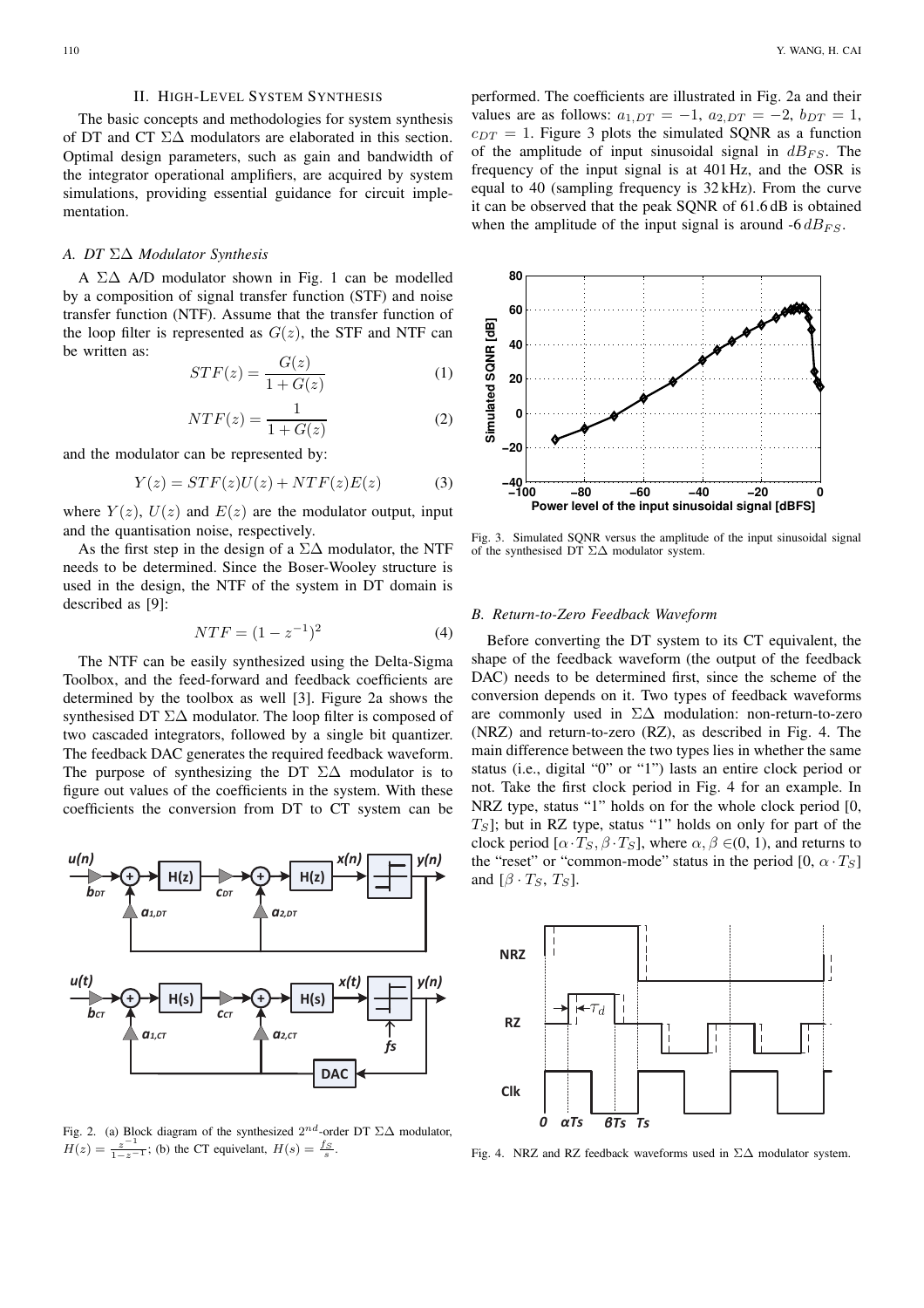## II. High-Level System Synthesis

The basic concepts and methodologies for system synthesis of DT and CT $\Sigma\Delta$ modulators are elaborated in this section. Optimal design parameters, such as gain and bandwidth of the integrator operational amplifiers, are acquired by system simulations, providing essential guidance for circuit implementation.

### A. DT $\Sigma\Delta$ Modulator Synthesis

A $\Sigma\Delta$ A/D modulator shown in Fig. 1 can be modelled by a composition of signal transfer function (STF) and noise transfer function (NTF). Assume that the transfer function of the loop filter is represented as $G(z)$, the STF and NTF can be written as:

$$STF(z) = \frac{G(z)}{1 + G(z)} \tag{1}$$

$$NTF(z) = \frac{1}{1 + G(z)} \tag{2}$$

and the modulator can be represented by:

$$Y(z) = STF(z)U(z) + NTF(z)E(z) \tag{3}$$

where $Y(z)$, $U(z)$ and $E(z)$ are the modulator output, input and the quantisation noise, respectively.

As the first step in the design of a $\Sigma\Delta$ modulator, the NTF needs to be determined. Since the Boser-Wooley structure is used in the design, the NTF of the system in DT domain is described as [9]:

$$NTF = (1 - z^{-1})^2 \tag{4}$$

The NTF can be easily synthesized using the Delta-Sigma Toolbox, and the feed-forward and feedback coefficients are determined by the toolbox as well [3]. Figure 2a shows the synthesised DT $\Sigma\Delta$ modulator. The loop filter is composed of two cascaded integrators, followed by a single bit quantizer. The feedback DAC generates the required feedback waveform. The purpose of synthesizing the DT $\Sigma\Delta$ modulator is to figure out values of the coefficients in the system. With these coefficients the conversion from DT to CT system can be performed. The coefficients are illustrated in Fig. 2a and their values are as follows: $a_{1,DT} = -1$, $a_{2,DT} = -2$, $b_{DT} = 1$, $c_{DT} = 1$. Figure 3 plots the simulated SQNR as a function of the amplitude of input sinusoidal signal in $dB_{FS}$. The frequency of the input signal is at 401 Hz, and the OSR is equal to 40 (sampling frequency is 32 kHz). From the curve it can be observed that the peak SQNR of 61.6 dB is obtained when the amplitude of the input signal is around -6 $dB_{FS}$.

Fig. 2. (a) Block diagram of the synthesized $2^{nd}$-order DT $\Sigma\Delta$ modulator, $H(z) = \frac{z^{-1}}{1-z^{-1}}$; (b) the CT equivelant, $H(s) = \frac{f_S}{s}$.

Fig. 3. Simulated SQNR versus the amplitude of the input sinusoidal signal of the synthesised DT $\Sigma\Delta$ modulator system.

### B. Return-to-Zero Feedback Waveform

Before converting the DT system to its CT equivalent, the shape of the feedback waveform (the output of the feedback DAC) needs to be determined first, since the scheme of the conversion depends on it. Two types of feedback waveforms are commonly used in $\Sigma\Delta$ modulation: non-return-to-zero (NRZ) and return-to-zero (RZ), as described in Fig. 4. The main difference between the two types lies in whether the same status (i.e., digital "0" or "1") lasts an entire clock period or not. Take the first clock period in Fig. 4 for an example. In NRZ type, status "1" holds on for the whole clock period [0, $T_S$]; but in RZ type, status "1" holds on only for part of the clock period [$\alpha \cdot T_S$, $\beta \cdot T_S$], where $\alpha, \beta \in (0, 1)$, and returns to the "reset" or "common-mode" status in the period [0, $\alpha \cdot T_S$] and [$\beta \cdot T_S$, $T_S$].

Fig. 4. NRZ and RZ feedback waveforms used in $\Sigma\Delta$ modulator system.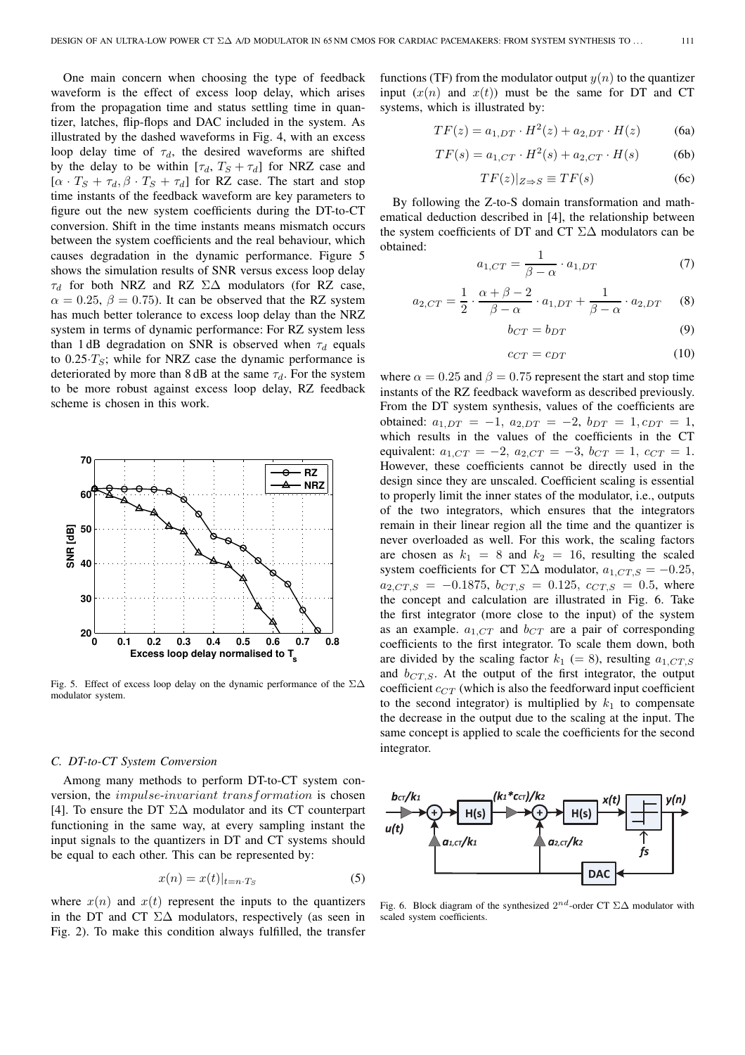One main concern when choosing the type of feedback waveform is the effect of excess loop delay, which arises from the propagation time and status settling time in quantizer, latches, flip-flops and DAC included in the system. As illustrated by the dashed waveforms in Fig. 4, with an excess loop delay time of $\tau_d$, the desired waveforms are shifted by the delay to be within $[\tau_d, T_S + \tau_d]$ for NRZ case and $[\alpha \cdot T_S + \tau_d, \beta \cdot T_S + \tau_d]$ for RZ case. The start and stop time instants of the feedback waveform are key parameters to figure out the new system coefficients during the DT-to-CT conversion. Shift in the time instants means mismatch occurs between the system coefficients and the real behaviour, which causes degradation in the dynamic performance. Figure 5 shows the simulation results of SNR versus excess loop delay $\tau_d$ for both NRZ and RZ $\Sigma\Delta$ modulators (for RZ case, $\alpha = 0.25$, $\beta = 0.75$). It can be observed that the RZ system has much better tolerance to excess loop delay than the NRZ system in terms of dynamic performance: For RZ system less than 1 dB degradation on SNR is observed when $\tau_d$ equals to $0.25 \cdot T_S$; while for NRZ case the dynamic performance is deteriorated by more than 8 dB at the same $\tau_d$. For the system to be more robust against excess loop delay, RZ feedback scheme is chosen in this work.

Fig. 5. Effect of excess loop delay on the dynamic performance of the $\Sigma\Delta$ modulator system.

### C. DT-to-CT System Conversion

Among many methods to perform DT-to-CT system conversion, the *impulse-invariant transformation* is chosen [4]. To ensure the DT $\Sigma\Delta$ modulator and its CT counterpart functioning in the same way, at every sampling instant the input signals to the quantizers in DT and CT systems should be equal to each other. This can be represented by:

$$x(n) = x(t)|_{t=n \cdot T_S} \tag{5}$$

where $x(n)$ and $x(t)$ represent the inputs to the quantizers in the DT and CT $\Sigma\Delta$ modulators, respectively (as seen in Fig. 2). To make this condition always fulfilled, the transfer functions (TF) from the modulator output $y(n)$ to the quantizer input ($x(n)$ and $x(t)$) must be the same for DT and CT systems, which is illustrated by:

$$TF(z) = a_{1,DT} \cdot H^2(z) + a_{2,DT} \cdot H(z) \tag{6a}$$

$$TF(s) = a_{1,CT} \cdot H^2(s) + a_{2,CT} \cdot H(s) \tag{6b}$$

$$TF(z)|_{Z \Rightarrow S} \equiv TF(s) \tag{6c}$$

By following the Z-to-S domain transformation and mathematical deduction described in [4], the relationship between the system coefficients of DT and CT $\Sigma\Delta$ modulators can be obtained:

$$a_{1,CT} = \frac{1}{\beta - \alpha} \cdot a_{1,DT} \tag{7}$$

$$a_{2,CT} = \frac{1}{2} \cdot \frac{\alpha + \beta - 2}{\beta - \alpha} \cdot a_{1,DT} + \frac{1}{\beta - \alpha} \cdot a_{2,DT} \tag{8}$$

$$b_{CT} = b_{DT} \tag{9}$$

$$c_{CT} = c_{DT} \tag{10}$$

where $\alpha = 0.25$ and $\beta = 0.75$ represent the start and stop time instants of the RZ feedback waveform as described previously. From the DT system synthesis, values of the coefficients are obtained: $a_{1,DT} = -1$, $a_{2,DT} = -2$, $b_{DT} = 1, c_{DT} = 1$, which results in the values of the coefficients in the CT equivalent: $a_{1,CT} = -2$, $a_{2,CT} = -3$, $b_{CT} = 1$, $c_{CT} = 1$. However, these coefficients cannot be directly used in the design since they are unscaled. Coefficient scaling is essential to properly limit the inner states of the modulator, i.e., outputs of the two integrators, which ensures that the integrators remain in their linear region all the time and the quantizer is never overloaded as well. For this work, the scaling factors are chosen as $k_1 = 8$ and $k_2 = 16$, resulting the scaled system coefficients for CT $\Sigma\Delta$ modulator, $a_{1,CT,S} = -0.25$, $a_{2,CT,S} = -0.1875$, $b_{CT,S} = 0.125$, $c_{CT,S} = 0.5$, where the concept and calculation are illustrated in Fig. 6. Take the first integrator (more close to the input) of the system as an example. $a_{1,CT}$ and $b_{CT}$ are a pair of corresponding coefficients to the first integrator. To scale them down, both are divided by the scaling factor $k_1$ (= 8), resulting $a_{1,CT,S}$ and $b_{CT,S}$. At the output of the first integrator, the output coefficient $c_{CT}$ (which is also the feedforward input coefficient to the second integrator) is multiplied by $k_1$ to compensate the decrease in the output due to the scaling at the input. The same concept is applied to scale the coefficients for the second integrator.

Fig. 6. Block diagram of the synthesized $2^{nd}$-order CT $\Sigma\Delta$ modulator with scaled system coefficients.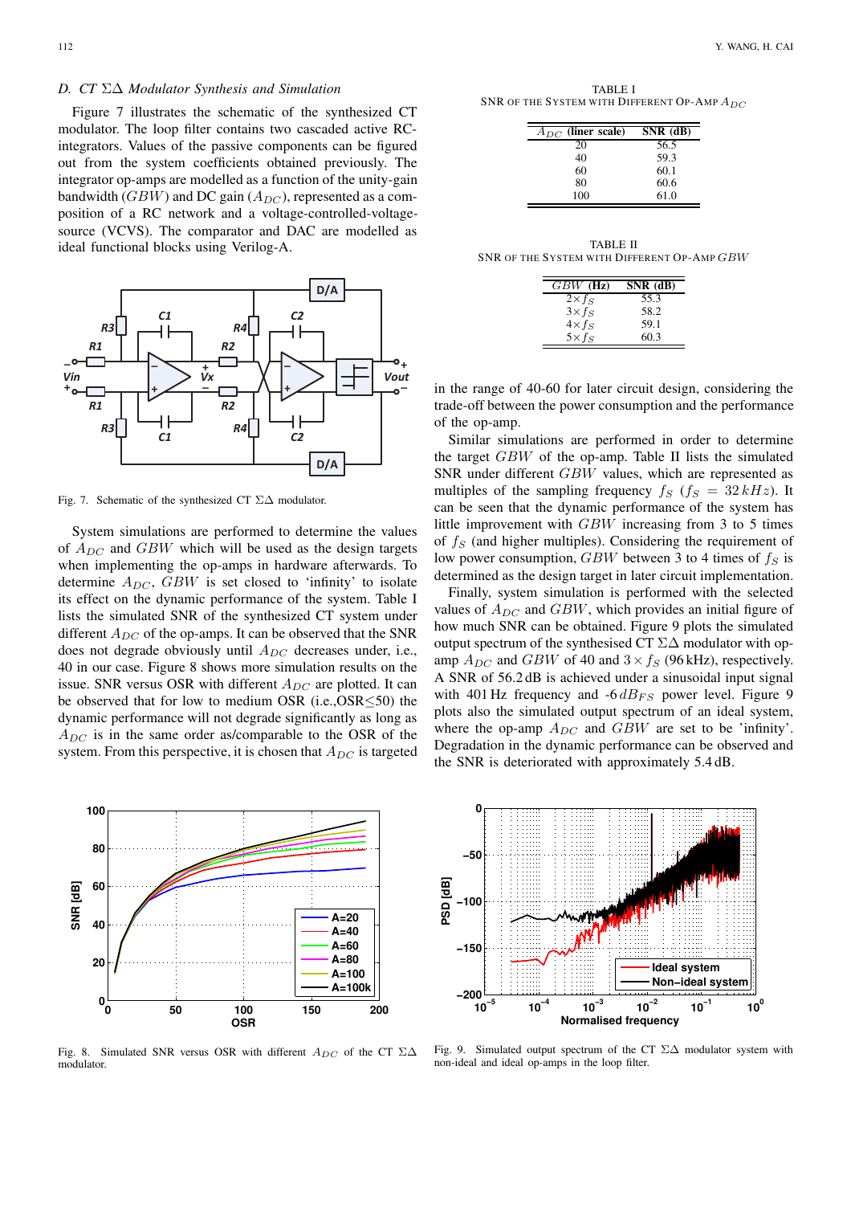### D. CT ΣΔ Modulator Synthesis and Simulation

Figure 7 illustrates the schematic of the synthesized CT modulator. The loop filter contains two cascaded active RC-integrators. Values of the passive components can be figured out from the system coefficients obtained previously. The integrator op-amps are modelled as a function of the unity-gain bandwidth ($GBW$) and DC gain ($A_{DC}$), represented as a composition of a RC network and a voltage-controlled-voltage-source (VCVS). The comparator and DAC are modelled as ideal functional blocks using Verilog-A.

Fig. 7. Schematic of the synthesized CT ΣΔ modulator.

System simulations are performed to determine the values of $A_{DC}$ and $GBW$ which will be used as the design targets when implementing the op-amps in hardware afterwards. To determine $A_{DC}$, $GBW$ is set closed to 'infinity' to isolate its effect on the dynamic performance of the system. Table I lists the simulated SNR of the synthesized CT system under different $A_{DC}$ of the op-amps. It can be observed that the SNR does not degrade obviously until $A_{DC}$ decreases under, i.e., 40 in our case. Figure 8 shows more simulation results on the issue. SNR versus OSR with different $A_{DC}$ are plotted. It can be observed that for low to medium OSR (i.e.,OSR≤50) the dynamic performance will not degrade significantly as long as $A_{DC}$ is in the same order as/comparable to the OSR of the system. From this perspective, it is chosen that $A_{DC}$ is targeted in the range of 40-60 for later circuit design, considering the trade-off between the power consumption and the performance of the op-amp.

TABLE I
SNR OF THE SYSTEM WITH DIFFERENT OP-AMP $A_{DC}$

| $A_{DC}$ (liner scale) | SNR (dB) |
|---|---|
| 20 | 56.5 |
| 40 | 59.3 |
| 60 | 60.1 |
| 80 | 60.6 |
| 100 | 61.0 |

TABLE II
SNR OF THE SYSTEM WITH DIFFERENT OP-AMP $GBW$

| $GBW$ (Hz) | SNR (dB) |
|---|---|
| $2\times f_S$ | 55.3 |
| $3\times f_S$ | 58.2 |
| $4\times f_S$ | 59.1 |
| $5\times f_S$ | 60.3 |

Similar simulations are performed in order to determine the target $GBW$ of the op-amp. Table II lists the simulated SNR under different $GBW$ values, which are represented as multiples of the sampling frequency $f_S$ ($f_S = 32\,kHz$). It can be seen that the dynamic performance of the system has little improvement with $GBW$ increasing from 3 to 5 times of $f_S$ (and higher multiples). Considering the requirement of low power consumption, $GBW$ between 3 to 4 times of $f_S$ is determined as the design target in later circuit implementation.

Finally, system simulation is performed with the selected values of $A_{DC}$ and $GBW$, which provides an initial figure of how much SNR can be obtained. Figure 9 plots the simulated output spectrum of the synthesised CT ΣΔ modulator with op-amp $A_{DC}$ and $GBW$ of 40 and $3\times f_S$ (96 kHz), respectively. A SNR of 56.2 dB is achieved under a sinusoidal input signal with 401 Hz frequency and -6 $dB_{FS}$ power level. Figure 9 plots also the simulated output spectrum of an ideal system, where the op-amp $A_{DC}$ and $GBW$ are set to be 'infinity'. Degradation in the dynamic performance can be observed and the SNR is deteriorated with approximately 5.4 dB.

Fig. 8. Simulated SNR versus OSR with different $A_{DC}$ of the CT ΣΔ modulator.

Fig. 9. Simulated output spectrum of the CT ΣΔ modulator system with non-ideal and ideal op-amps in the loop filter.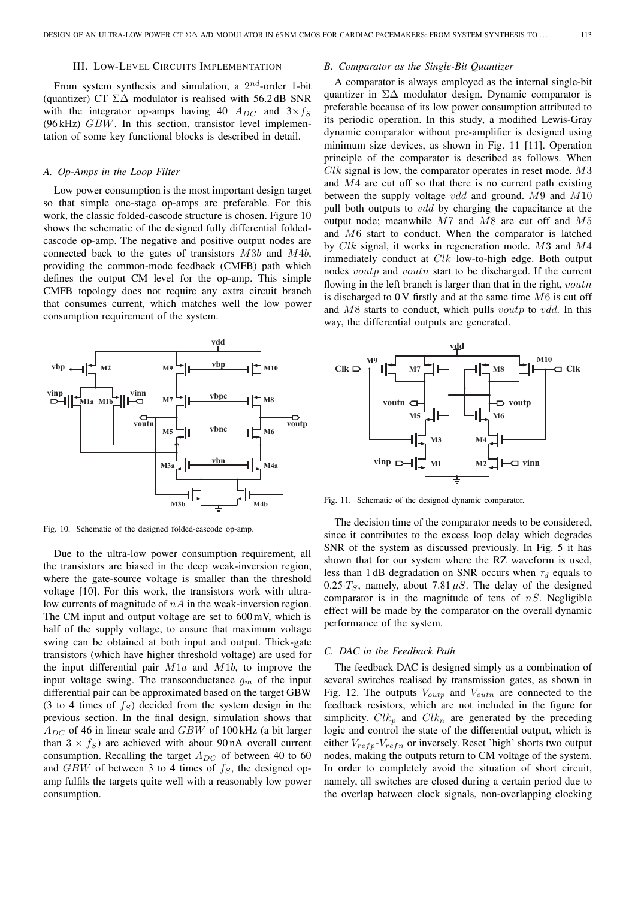## III. Low-Level Circuits Implementation

From system synthesis and simulation, a $2^{nd}$-order 1-bit (quantizer) CT ΣΔ modulator is realised with 56.2 dB SNR with the integrator op-amps having 40 $A_{DC}$ and $3 \times f_S$ (96 kHz) $GBW$. In this section, transistor level implementation of some key functional blocks is described in detail.

### A. Op-Amps in the Loop Filter

Low power consumption is the most important design target so that simple one-stage op-amps are preferable. For this work, the classic folded-cascode structure is chosen. Figure 10 shows the schematic of the designed fully differential folded-cascode op-amp. The negative and positive output nodes are connected back to the gates of transistors $M3b$ and $M4b$, providing the common-mode feedback (CMFB) path which defines the output CM level for the op-amp. This simple CMFB topology does not require any extra circuit branch that consumes current, which matches well the low power consumption requirement of the system.

Fig. 10. Schematic of the designed folded-cascode op-amp.

Due to the ultra-low power consumption requirement, all the transistors are biased in the deep weak-inversion region, where the gate-source voltage is smaller than the threshold voltage [10]. For this work, the transistors work with ultra-low currents of magnitude of $nA$ in the weak-inversion region. The CM input and output voltage are set to 600 mV, which is half of the supply voltage, to ensure that maximum voltage swing can be obtained at both input and output. Thick-gate transistors (which have higher threshold voltage) are used for the input differential pair $M1a$ and $M1b$, to improve the input voltage swing. The transconductance $g_m$ of the input differential pair can be approximated based on the target GBW (3 to 4 times of $f_S$) decided from the system design in the previous section. In the final design, simulation shows that $A_{DC}$ of 46 in linear scale and $GBW$ of 100 kHz (a bit larger than $3 \times f_S$) are achieved with about 90 nA overall current consumption. Recalling the target $A_{DC}$ of between 40 to 60 and $GBW$ of between 3 to 4 times of $f_S$, the designed op-amp fulfils the targets quite well with a reasonably low power consumption.

### B. Comparator as the Single-Bit Quantizer

A comparator is always employed as the internal single-bit quantizer in ΣΔ modulator design. Dynamic comparator is preferable because of its low power consumption attributed to its periodic operation. In this study, a modified Lewis-Gray dynamic comparator without pre-amplifier is designed using minimum size devices, as shown in Fig. 11 [11]. Operation principle of the comparator is described as follows. When $Clk$ signal is low, the comparator operates in reset mode. $M3$ and $M4$ are cut off so that there is no current path existing between the supply voltage $vdd$ and ground. $M9$ and $M10$ pull both outputs to $vdd$ by charging the capacitance at the output node; meanwhile $M7$ and $M8$ are cut off and $M5$ and $M6$ start to conduct. When the comparator is latched by $Clk$ signal, it works in regeneration mode. $M3$ and $M4$ immediately conduct at $Clk$ low-to-high edge. Both output nodes $voutp$ and $voutn$ start to be discharged. If the current flowing in the left branch is larger than that in the right, $voutn$ is discharged to 0 V firstly and at the same time $M6$ is cut off and $M8$ starts to conduct, which pulls $voutp$ to $vdd$. In this way, the differential outputs are generated.

Fig. 11. Schematic of the designed dynamic comparator.

The decision time of the comparator needs to be considered, since it contributes to the excess loop delay which degrades SNR of the system as discussed previously. In Fig. 5 it has shown that for our system where the RZ waveform is used, less than 1 dB degradation on SNR occurs when $\tau_d$ equals to $0.25{\cdot}T_S$, namely, about 7.81 $\mu S$. The delay of the designed comparator is in the magnitude of tens of $nS$. Negligible effect will be made by the comparator on the overall dynamic performance of the system.

### C. DAC in the Feedback Path

The feedback DAC is designed simply as a combination of several switches realised by transmission gates, as shown in Fig. 12. The outputs $V_{outp}$ and $V_{outn}$ are connected to the feedback resistors, which are not included in the figure for simplicity. $Clk_p$ and $Clk_n$ are generated by the preceding logic and control the state of the differential output, which is either $V_{refp}$-$V_{refn}$ or inversely. Reset 'high' shorts two output nodes, making the outputs return to CM voltage of the system. In order to completely avoid the situation of short circuit, namely, all switches are closed during a certain period due to the overlap between clock signals, non-overlapping clocking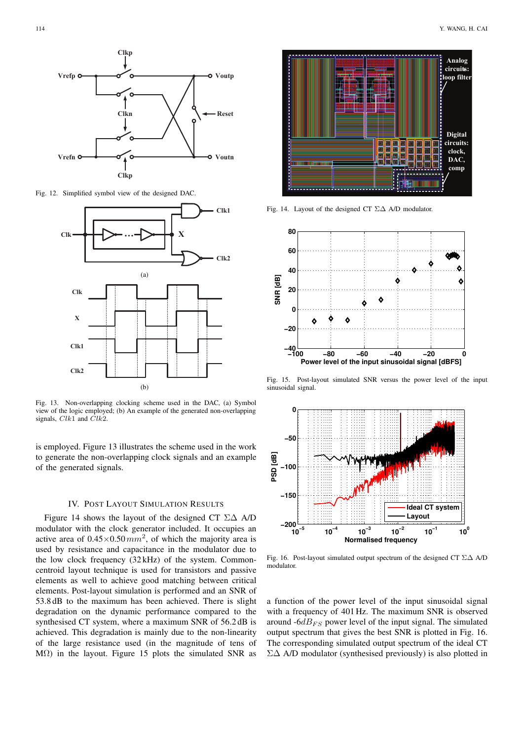Fig. 12. Simplified symbol view of the designed DAC.

Fig. 13. Non-overlapping clocking scheme used in the DAC, (a) Symbol view of the logic employed; (b) An example of the generated non-overlapping signals, $Clk1$ and $Clk2$.

is employed. Figure 13 illustrates the scheme used in the work to generate the non-overlapping clock signals and an example of the generated signals.

## IV. Post Layout Simulation Results

Figure 14 shows the layout of the designed CT $\Sigma\Delta$ A/D modulator with the clock generator included. It occupies an active area of $0.45\times0.50\,mm^2$, of which the majority area is used by resistance and capacitance in the modulator due to the low clock frequency (32 kHz) of the system. Common-centroid layout technique is used for transistors and passive elements as well to achieve good matching between critical elements. Post-layout simulation is performed and an SNR of 53.8 dB to the maximum has been achieved. There is slight degradation on the dynamic performance compared to the synthesised CT system, where a maximum SNR of 56.2 dB is achieved. This degradation is mainly due to the non-linearity of the large resistance used (in the magnitude of tens of M$\Omega$) in the layout. Figure 15 plots the simulated SNR as a function of the power level of the input sinusoidal signal with a frequency of 401 Hz. The maximum SNR is observed around -6$dB_{FS}$ power level of the input signal. The simulated output spectrum that gives the best SNR is plotted in Fig. 16. The corresponding simulated output spectrum of the ideal CT $\Sigma\Delta$ A/D modulator (synthesised previously) is also plotted in

Fig. 14. Layout of the designed CT $\Sigma\Delta$ A/D modulator.

Fig. 15. Post-layout simulated SNR versus the power level of the input sinusoidal signal.

Fig. 16. Post-layout simulated output spectrum of the designed CT $\Sigma\Delta$ A/D modulator.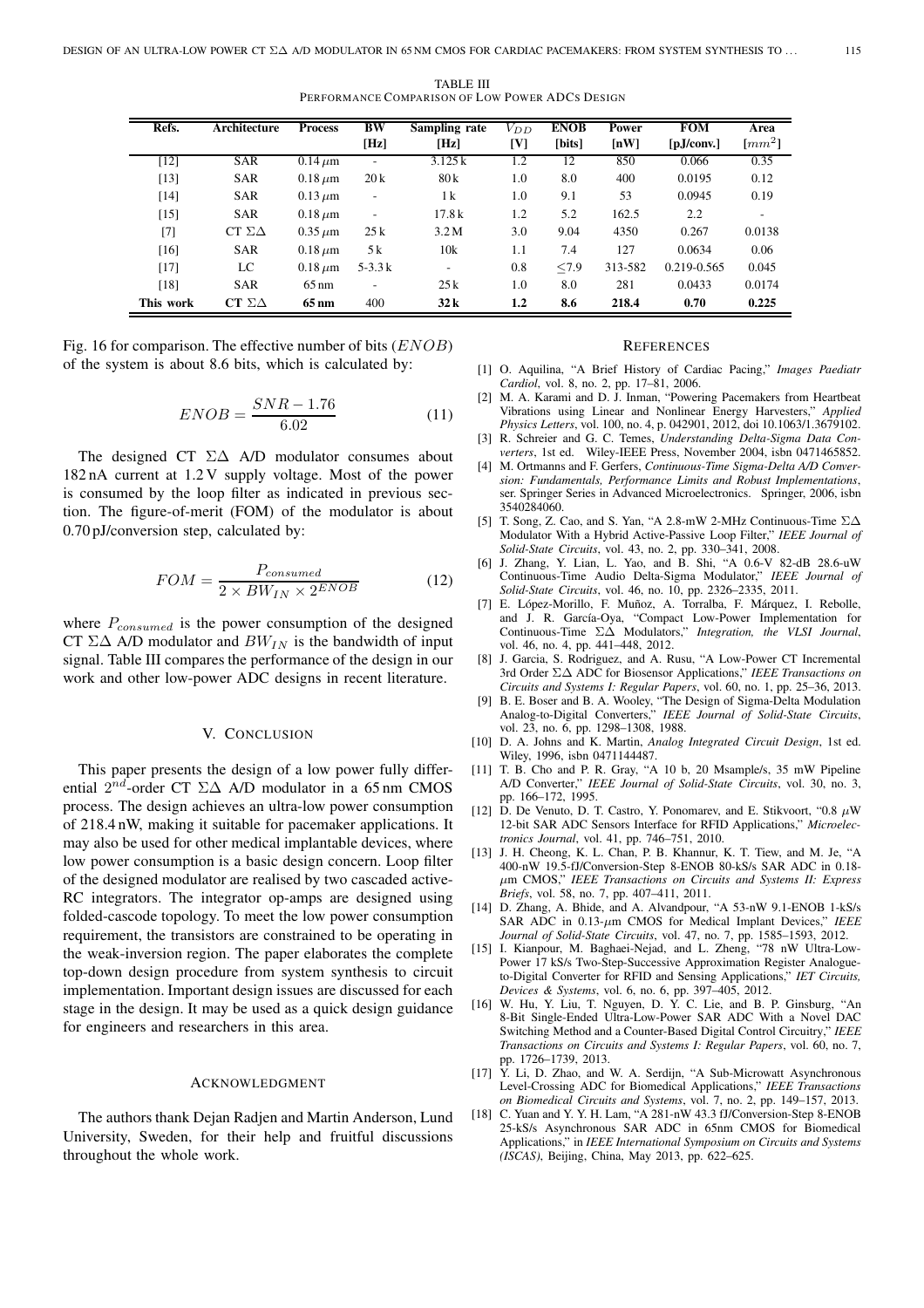TABLE III
PERFORMANCE COMPARISON OF LOW POWER ADCS DESIGN

| Refs. | Architecture | Process | BW [Hz] | Sampling rate [Hz] | $V_{DD}$ [V] | ENOB [bits] | Power [nW] | FOM [pJ/conv.] | Area [$mm^2$] |
|---|---|---|---|---|---|---|---|---|---|
| [12] | SAR | 0.14 μm | - | 3.125 k | 1.2 | 12 | 850 | 0.066 | 0.35 |
| [13] | SAR | 0.18 μm | 20 k | 80 k | 1.0 | 8.0 | 400 | 0.0195 | 0.12 |
| [14] | SAR | 0.13 μm | - | 1 k | 1.0 | 9.1 | 53 | 0.0945 | 0.19 |
| [15] | SAR | 0.18 μm | - | 17.8 k | 1.2 | 5.2 | 162.5 | 2.2 | - |
| [7] | CT ΣΔ | 0.35 μm | 25 k | 3.2 M | 3.0 | 9.04 | 4350 | 0.267 | 0.0138 |
| [16] | SAR | 0.18 μm | 5 k | 10k | 1.1 | 7.4 | 127 | 0.0634 | 0.06 |
| [17] | LC | 0.18 μm | 5-3.3 k | - | 0.8 | ≤7.9 | 313-582 | 0.219-0.565 | 0.045 |
| [18] | SAR | 65 nm | - | 25 k | 1.0 | 8.0 | 281 | 0.0433 | 0.0174 |
| **This work** | **CT ΣΔ** | **65 nm** | 400 | **32 k** | **1.2** | **8.6** | **218.4** | **0.70** | **0.225** |

Fig. 16 for comparison. The effective number of bits ($ENOB$) of the system is about 8.6 bits, which is calculated by:

$$ENOB = \frac{SNR - 1.76}{6.02} \tag{11}$$

The designed CT ΣΔ A/D modulator consumes about 182 nA current at 1.2 V supply voltage. Most of the power is consumed by the loop filter as indicated in previous section. The figure-of-merit (FOM) of the modulator is about 0.70 pJ/conversion step, calculated by:

$$FOM = \frac{P_{consumed}}{2 \times BW_{IN} \times 2^{ENOB}} \tag{12}$$

where $P_{consumed}$ is the power consumption of the designed CT ΣΔ A/D modulator and $BW_{IN}$ is the bandwidth of input signal. Table III compares the performance of the design in our work and other low-power ADC designs in recent literature.

## V. CONCLUSION

This paper presents the design of a low power fully differential $2^{nd}$-order CT ΣΔ A/D modulator in a 65 nm CMOS process. The design achieves an ultra-low power consumption of 218.4 nW, making it suitable for pacemaker applications. It may also be used for other medical implantable devices, where low power consumption is a basic design concern. Loop filter of the designed modulator are realised by two cascaded active-RC integrators. The integrator op-amps are designed using folded-cascode topology. To meet the low power consumption requirement, the transistors are constrained to be operating in the weak-inversion region. The paper elaborates the complete top-down design procedure from system synthesis to circuit implementation. Important design issues are discussed for each stage in the design. It may be used as a quick design guidance for engineers and researchers in this area.

## ACKNOWLEDGMENT

The authors thank Dejan Radjen and Martin Anderson, Lund University, Sweden, for their help and fruitful discussions throughout the whole work.

## REFERENCES

[1] O. Aquilina, "A Brief History of Cardiac Pacing," *Images Paediatr Cardiol*, vol. 8, no. 2, pp. 17–81, 2006.

[2] M. A. Karami and D. J. Inman, "Powering Pacemakers from Heartbeat Vibrations using Linear and Nonlinear Energy Harvesters," *Applied Physics Letters*, vol. 100, no. 4, p. 042901, 2012, doi 10.1063/1.3679102.

[3] R. Schreier and G. C. Temes, *Understanding Delta-Sigma Data Converters*, 1st ed. Wiley-IEEE Press, November 2004, isbn 0471465852.

[4] M. Ortmanns and F. Gerfers, *Continuous-Time Sigma-Delta A/D Conversion: Fundamentals, Performance Limits and Robust Implementations*, ser. Springer Series in Advanced Microelectronics. Springer, 2006, isbn 3540284060.

[5] T. Song, Z. Cao, and S. Yan, "A 2.8-mW 2-MHz Continuous-Time ΣΔ Modulator With a Hybrid Active-Passive Loop Filter," *IEEE Journal of Solid-State Circuits*, vol. 43, no. 2, pp. 330–341, 2008.

[6] J. Zhang, Y. Lian, L. Yao, and B. Shi, "A 0.6-V 82-dB 28.6-uW Continuous-Time Audio Delta-Sigma Modulator," *IEEE Journal of Solid-State Circuits*, vol. 46, no. 10, pp. 2326–2335, 2011.

[7] E. López-Morillo, F. Muñoz, A. Torralba, F. Márquez, I. Rebolle, and J. R. García-Oya, "Compact Low-Power Implementation for Continuous-Time ΣΔ Modulators," *Integration, the VLSI Journal*, vol. 46, no. 4, pp. 441–448, 2012.

[8] J. Garcia, S. Rodriguez, and A. Rusu, "A Low-Power CT Incremental 3rd Order ΣΔ ADC for Biosensor Applications," *IEEE Transactions on Circuits and Systems I: Regular Papers*, vol. 60, no. 1, pp. 25–36, 2013.

[9] B. E. Boser and B. A. Wooley, "The Design of Sigma-Delta Modulation Analog-to-Digital Converters," *IEEE Journal of Solid-State Circuits*, vol. 23, no. 6, pp. 1298–1308, 1988.

[10] D. A. Johns and K. Martin, *Analog Integrated Circuit Design*, 1st ed. Wiley, 1996, isbn 0471144487.

[11] T. B. Cho and P. R. Gray, "A 10 b, 20 Msample/s, 35 mW Pipeline A/D Converter," *IEEE Journal of Solid-State Circuits*, vol. 30, no. 3, pp. 166–172, 1995.

[12] D. De Venuto, D. T. Castro, Y. Ponomarev, and E. Stikvoort, "0.8 μW 12-bit SAR ADC Sensors Interface for RFID Applications," *Microelectronics Journal*, vol. 41, pp. 746–751, 2010.

[13] J. H. Cheong, K. L. Chan, P. B. Khannur, K. T. Tiew, and M. Je, "A 400-nW 19.5-fJ/Conversion-Step 8-ENOB 80-kS/s SAR ADC in 0.18-μm CMOS," *IEEE Transactions on Circuits and Systems II: Express Briefs*, vol. 58, no. 7, pp. 407–411, 2011.

[14] D. Zhang, A. Bhide, and A. Alvandpour, "A 53-nW 9.1-ENOB 1-kS/s SAR ADC in 0.13-μm CMOS for Medical Implant Devices," *IEEE Journal of Solid-State Circuits*, vol. 47, no. 7, pp. 1585–1593, 2012.

[15] I. Kianpour, M. Baghaei-Nejad, and L. Zheng, "78 nW Ultra-Low-Power 17 kS/s Two-Step-Successive Approximation Register Analogue-to-Digital Converter for RFID and Sensing Applications," *IET Circuits, Devices & Systems*, vol. 6, no. 6, pp. 397–405, 2012.

[16] W. Hu, Y. Liu, T. Nguyen, D. Y. C. Lie, and B. P. Ginsburg, "An 8-Bit Single-Ended Ultra-Low-Power SAR ADC With a Novel DAC Switching Method and a Counter-Based Digital Control Circuitry," *IEEE Transactions on Circuits and Systems I: Regular Papers*, vol. 60, no. 7, pp. 1726–1739, 2013.

[17] Y. Li, D. Zhao, and W. A. Serdijn, "A Sub-Microwatt Asynchronous Level-Crossing ADC for Biomedical Applications," *IEEE Transactions on Biomedical Circuits and Systems*, vol. 7, no. 2, pp. 149–157, 2013.

[18] C. Yuan and Y. Y. H. Lam, "A 281-nW 43.3 fJ/Conversion-Step 8-ENOB 25-kS/s Asynchronous SAR ADC in 65nm CMOS for Biomedical Applications," in *IEEE International Symposium on Circuits and Systems (ISCAS)*, Beijing, China, May 2013, pp. 622–625.